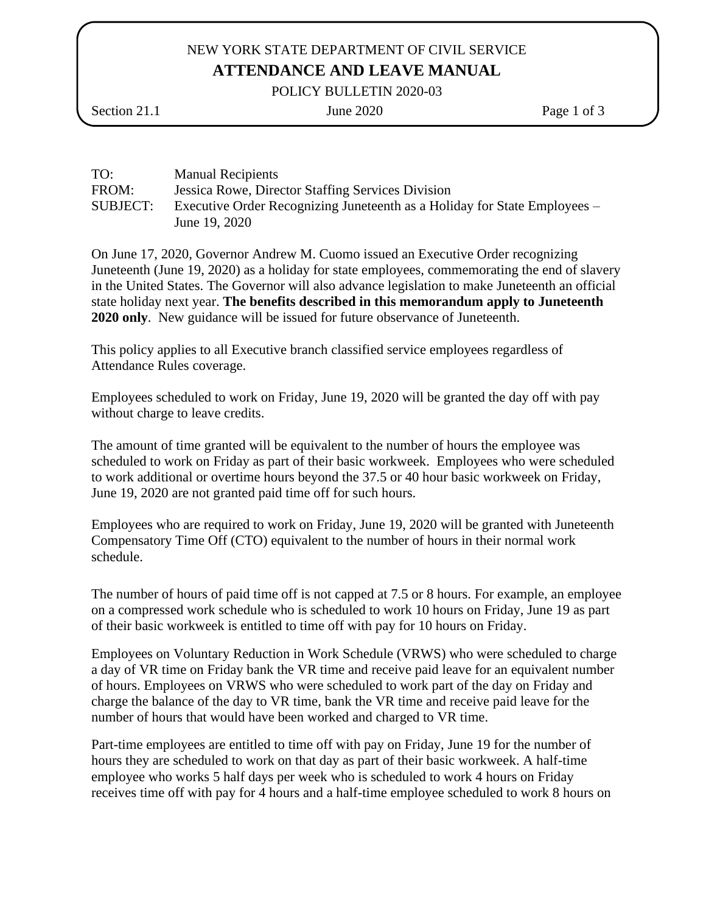NEW YORK STATE DEPARTMENT OF CIVIL SERVICE

# ATTENDANCE AND LEAVE MANUAL

POLICY BULLETIN 2020-03

Section 21.1 | June 2020

TO: Manual Recipients
FROM: Jessica Rowe, Director Staffing Services Division
SUBJECT: Executive Order Recognizing Juneteenth as a Holiday for State Employees – June 19, 2020

On June 17, 2020, Governor Andrew M. Cuomo issued an Executive Order recognizing Juneteenth (June 19, 2020) as a holiday for state employees, commemorating the end of slavery in the United States. The Governor will also advance legislation to make Juneteenth an official state holiday next year. **The benefits described in this memorandum apply to Juneteenth 2020 only**. New guidance will be issued for future observance of Juneteenth.

This policy applies to all Executive branch classified service employees regardless of Attendance Rules coverage.

Employees scheduled to work on Friday, June 19, 2020 will be granted the day off with pay without charge to leave credits.

The amount of time granted will be equivalent to the number of hours the employee was scheduled to work on Friday as part of their basic workweek. Employees who were scheduled to work additional or overtime hours beyond the 37.5 or 40 hour basic workweek on Friday, June 19, 2020 are not granted paid time off for such hours.

Employees who are required to work on Friday, June 19, 2020 will be granted with Juneteenth Compensatory Time Off (CTO) equivalent to the number of hours in their normal work schedule.

The number of hours of paid time off is not capped at 7.5 or 8 hours. For example, an employee on a compressed work schedule who is scheduled to work 10 hours on Friday, June 19 as part of their basic workweek is entitled to time off with pay for 10 hours on Friday.

Employees on Voluntary Reduction in Work Schedule (VRWS) who were scheduled to charge a day of VR time on Friday bank the VR time and receive paid leave for an equivalent number of hours. Employees on VRWS who were scheduled to work part of the day on Friday and charge the balance of the day to VR time, bank the VR time and receive paid leave for the number of hours that would have been worked and charged to VR time.

Part-time employees are entitled to time off with pay on Friday, June 19 for the number of hours they are scheduled to work on that day as part of their basic workweek. A half-time employee who works 5 half days per week who is scheduled to work 4 hours on Friday receives time off with pay for 4 hours and a half-time employee scheduled to work 8 hours on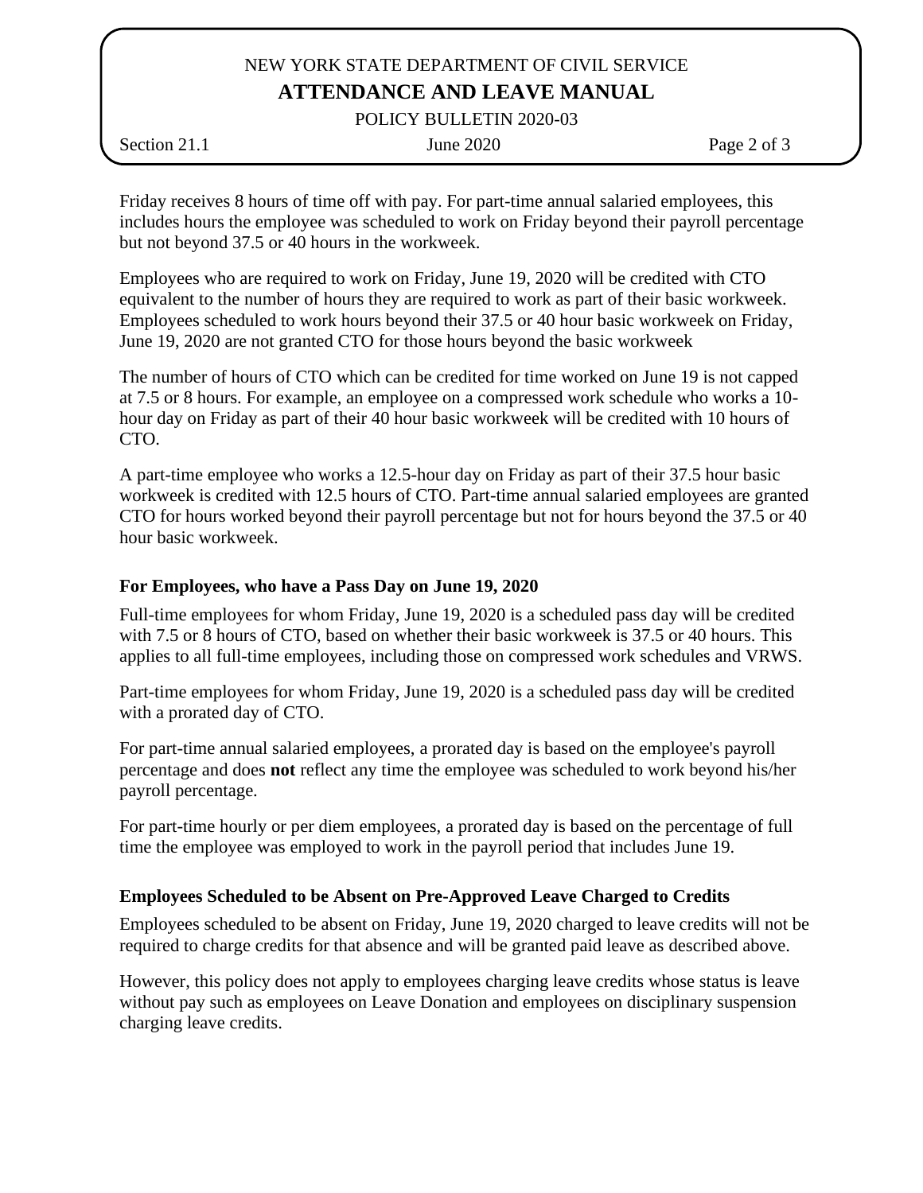Friday receives 8 hours of time off with pay. For part-time annual salaried employees, this includes hours the employee was scheduled to work on Friday beyond their payroll percentage but not beyond 37.5 or 40 hours in the workweek.

Employees who are required to work on Friday, June 19, 2020 will be credited with CTO equivalent to the number of hours they are required to work as part of their basic workweek. Employees scheduled to work hours beyond their 37.5 or 40 hour basic workweek on Friday, June 19, 2020 are not granted CTO for those hours beyond the basic workweek

The number of hours of CTO which can be credited for time worked on June 19 is not capped at 7.5 or 8 hours. For example, an employee on a compressed work schedule who works a 10-hour day on Friday as part of their 40 hour basic workweek will be credited with 10 hours of CTO.

A part-time employee who works a 12.5-hour day on Friday as part of their 37.5 hour basic workweek is credited with 12.5 hours of CTO. Part-time annual salaried employees are granted CTO for hours worked beyond their payroll percentage but not for hours beyond the 37.5 or 40 hour basic workweek.

### For Employees, who have a Pass Day on June 19, 2020

Full-time employees for whom Friday, June 19, 2020 is a scheduled pass day will be credited with 7.5 or 8 hours of CTO, based on whether their basic workweek is 37.5 or 40 hours. This applies to all full-time employees, including those on compressed work schedules and VRWS.

Part-time employees for whom Friday, June 19, 2020 is a scheduled pass day will be credited with a prorated day of CTO.

For part-time annual salaried employees, a prorated day is based on the employee's payroll percentage and does **not** reflect any time the employee was scheduled to work beyond his/her payroll percentage.

For part-time hourly or per diem employees, a prorated day is based on the percentage of full time the employee was employed to work in the payroll period that includes June 19.

### Employees Scheduled to be Absent on Pre-Approved Leave Charged to Credits

Employees scheduled to be absent on Friday, June 19, 2020 charged to leave credits will not be required to charge credits for that absence and will be granted paid leave as described above.

However, this policy does not apply to employees charging leave credits whose status is leave without pay such as employees on Leave Donation and employees on disciplinary suspension charging leave credits.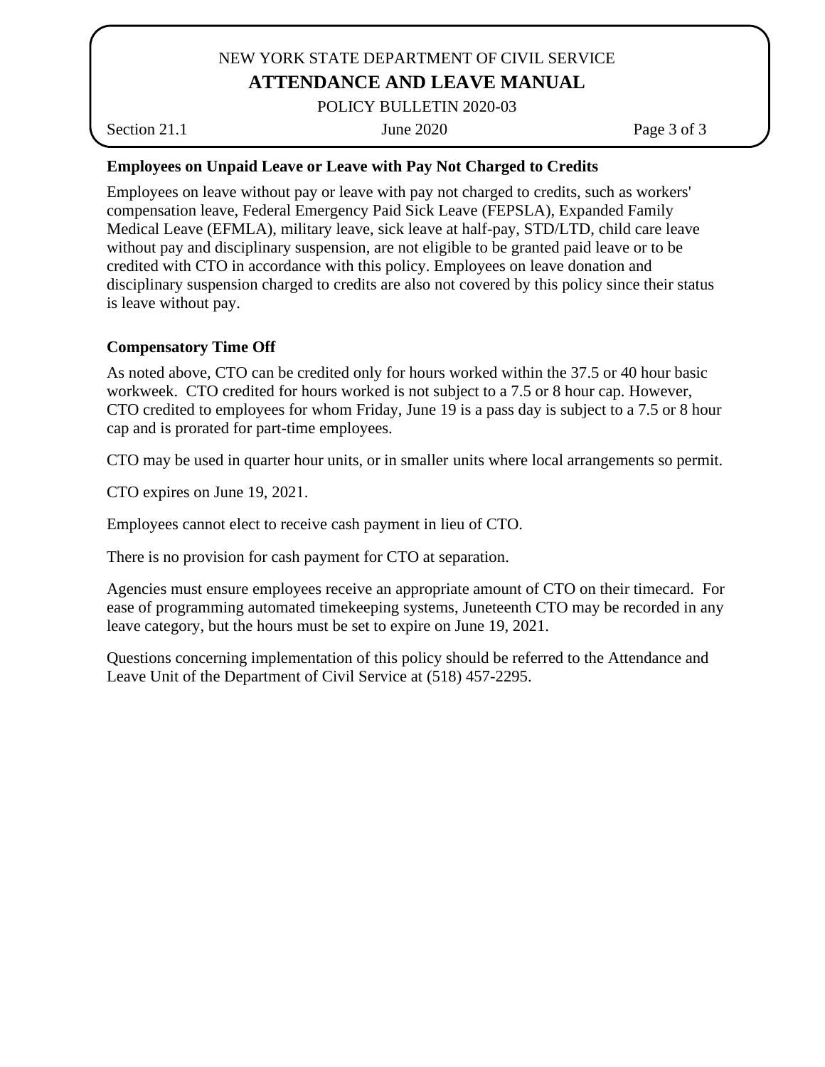**Employees on Unpaid Leave or Leave with Pay Not Charged to Credits**

Employees on leave without pay or leave with pay not charged to credits, such as workers' compensation leave, Federal Emergency Paid Sick Leave (FEPSLA), Expanded Family Medical Leave (EFMLA), military leave, sick leave at half-pay, STD/LTD, child care leave without pay and disciplinary suspension, are not eligible to be granted paid leave or to be credited with CTO in accordance with this policy. Employees on leave donation and disciplinary suspension charged to credits are also not covered by this policy since their status is leave without pay.

**Compensatory Time Off**

As noted above, CTO can be credited only for hours worked within the 37.5 or 40 hour basic workweek. CTO credited for hours worked is not subject to a 7.5 or 8 hour cap. However, CTO credited to employees for whom Friday, June 19 is a pass day is subject to a 7.5 or 8 hour cap and is prorated for part-time employees.

CTO may be used in quarter hour units, or in smaller units where local arrangements so permit.

CTO expires on June 19, 2021.

Employees cannot elect to receive cash payment in lieu of CTO.

There is no provision for cash payment for CTO at separation.

Agencies must ensure employees receive an appropriate amount of CTO on their timecard. For ease of programming automated timekeeping systems, Juneteenth CTO may be recorded in any leave category, but the hours must be set to expire on June 19, 2021.

Questions concerning implementation of this policy should be referred to the Attendance and Leave Unit of the Department of Civil Service at (518) 457-2295.